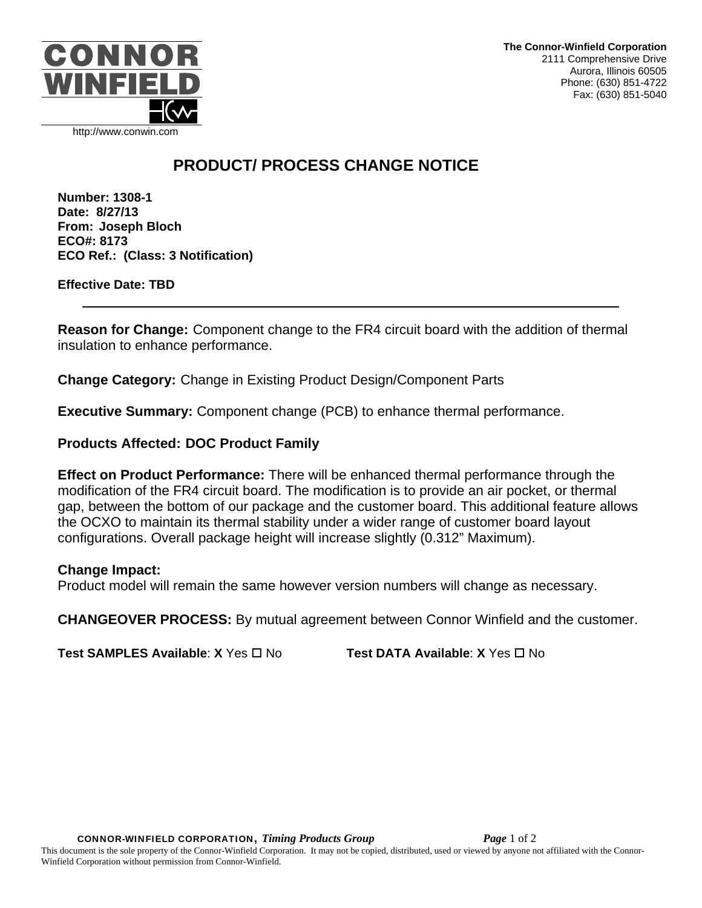**CONNOR WINFIELD**

http://www.conwin.com

**The Connor-Winfield Corporation**
2111 Comprehensive Drive
Aurora, Illinois 60505
Phone: (630) 851-4722
Fax: (630) 851-5040

# PRODUCT/ PROCESS CHANGE NOTICE

**Number: 1308-1**
**Date: 8/27/13**
**From: Joseph Bloch**
**ECO#: 8173**
**ECO Ref.: (Class: 3 Notification)**

**Effective Date: TBD**

---

**Reason for Change:** Component change to the FR4 circuit board with the addition of thermal insulation to enhance performance.

**Change Category:** Change in Existing Product Design/Component Parts

**Executive Summary:** Component change (PCB) to enhance thermal performance.

**Products Affected: DOC Product Family**

**Effect on Product Performance:** There will be enhanced thermal performance through the modification of the FR4 circuit board. The modification is to provide an air pocket, or thermal gap, between the bottom of our package and the customer board. This additional feature allows the OCXO to maintain its thermal stability under a wider range of customer board layout configurations. Overall package height will increase slightly (0.312" Maximum).

**Change Impact:**
Product model will remain the same however version numbers will change as necessary.

**CHANGEOVER PROCESS:** By mutual agreement between Connor Winfield and the customer.

**Test SAMPLES Available**: **X** Yes ☐ No **Test DATA Available**: **X** Yes ☐ No

**CONNOR-WINFIELD CORPORATION**, ***Timing Products Group***

This document is the sole property of the Connor-Winfield Corporation. It may not be copied, distributed, used or viewed by anyone not affiliated with the Connor-Winfield Corporation without permission from Connor-Winfield.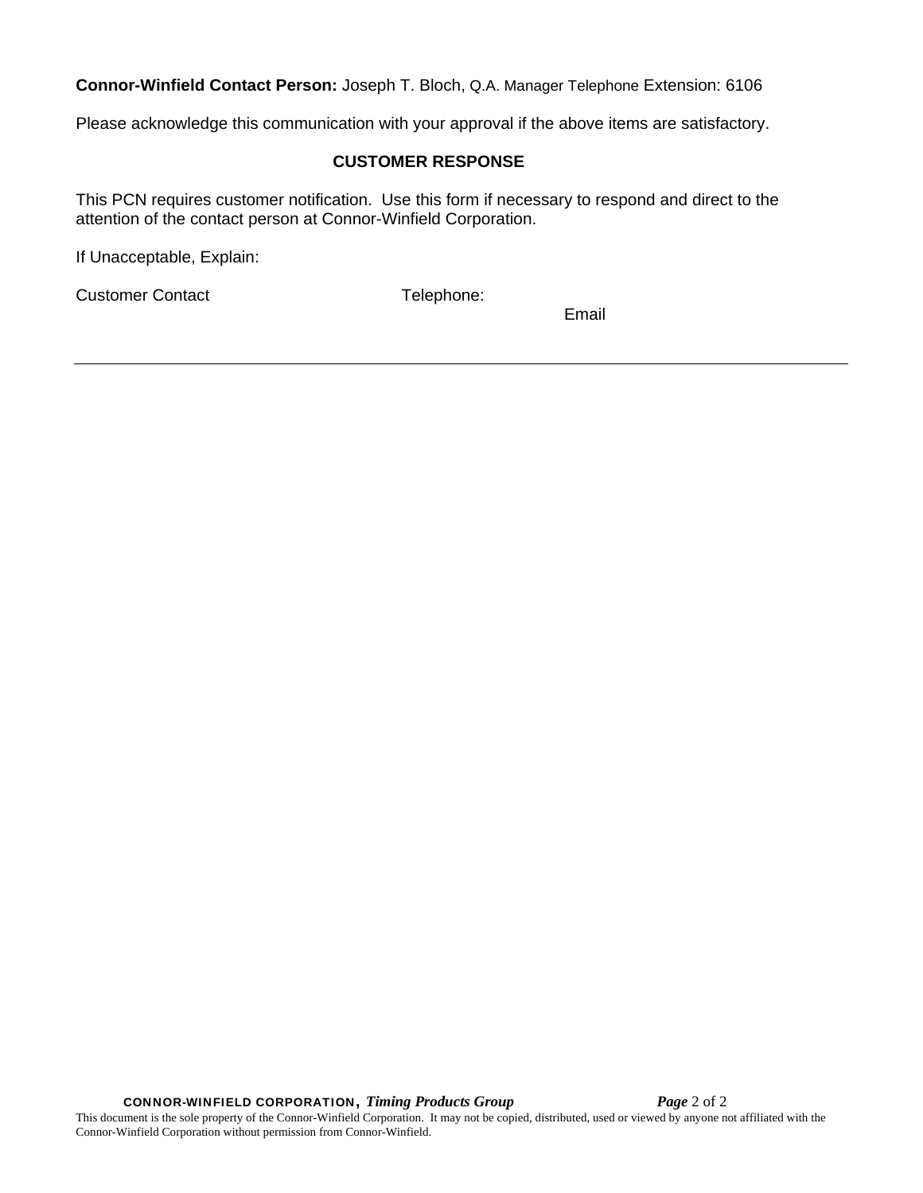**Connor-Winfield Contact Person:** Joseph T. Bloch, Q.A. Manager Telephone Extension: 6106

Please acknowledge this communication with your approval if the above items are satisfactory.

**CUSTOMER RESPONSE**

This PCN requires customer notification. Use this form if necessary to respond and direct to the attention of the contact person at Connor-Winfield Corporation.

If Unacceptable, Explain:

Customer Contact Telephone:

Email

---

This document is the sole property of the Connor-Winfield Corporation. It may not be copied, distributed, used or viewed by anyone not affiliated with the Connor-Winfield Corporation without permission from Connor-Winfield.